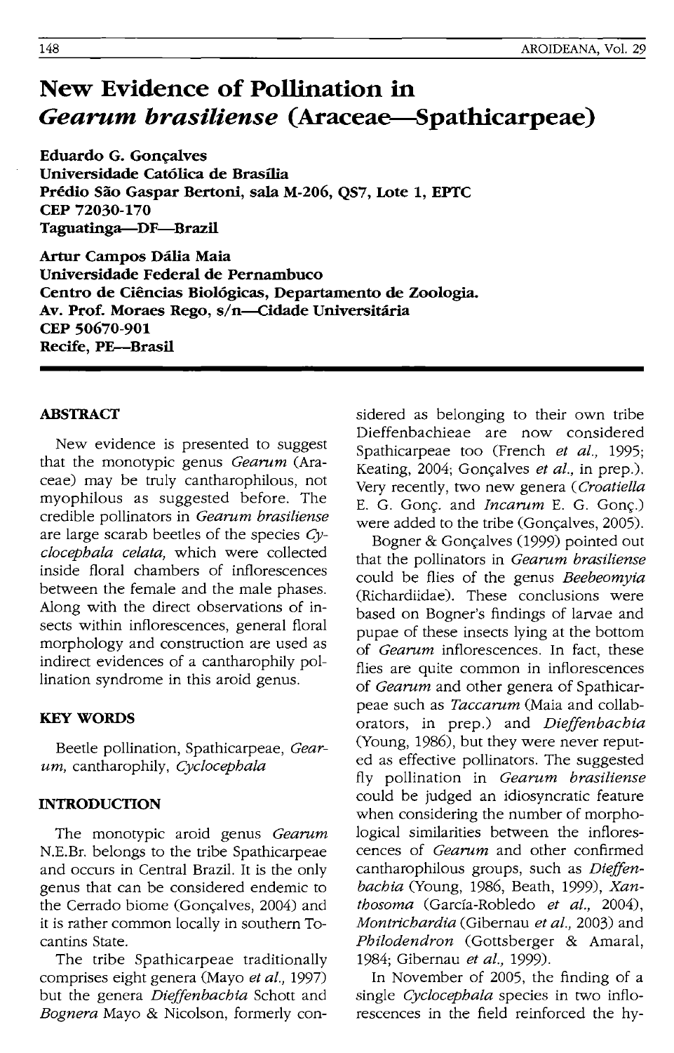# New Evidence of Pollination in *Gearum brasiliense* (Araceae—Spathicarpeae)

**Eduardo G. Gonçalves**
**Universidade Católica de Brasília**
**Prédio São Gaspar Bertoni, sala M-206, QS7, Lote 1, EPTC**
**CEP 72030-170**
**Taguatinga—DF—Brazil**

**Artur Campos Dália Maia**
**Universidade Federal de Pernambuco**
**Centro de Ciências Biológicas, Departamento de Zoologia.**
**Av. Prof. Moraes Rego, s/n—Cidade Universitária**
**CEP 50670-901**
**Recife, PE—Brasil**

## ABSTRACT

New evidence is presented to suggest that the monotypic genus *Gearum* (Araceae) may be truly cantharophilous, not myophilous as suggested before. The credible pollinators in *Gearum brasiliense* are large scarab beetles of the species *Cyclocephala celata,* which were collected inside floral chambers of inflorescences between the female and the male phases. Along with the direct observations of insects within inflorescences, general floral morphology and construction are used as indirect evidences of a cantharophily pollination syndrome in this aroid genus.

## KEY WORDS

Beetle pollination, Spathicarpeae, *Gearum,* cantharophily, *Cyclocephala*

## INTRODUCTION

The monotypic aroid genus *Gearum* N.E.Br. belongs to the tribe Spathicarpeae and occurs in Central Brazil. It is the only genus that can be considered endemic to the Cerrado biome (Gonçalves, 2004) and it is rather common locally in southern Tocantins State.

The tribe Spathicarpeae traditionally comprises eight genera (Mayo *et al.,* 1997) but the genera *Dieffenbachia* Schott and *Bognera* Mayo & Nicolson, formerly considered as belonging to their own tribe Dieffenbachieae are now considered Spathicarpeae too (French *et al.,* 1995; Keating, 2004; Gonçalves *et al.,* in prep.). Very recently, two new genera (*Croatiella* E. G. Gonç. and *Incarum* E. G. Gonç.) were added to the tribe (Gonçalves, 2005).

Bogner & Gonçalves (1999) pointed out that the pollinators in *Gearum brasiliense* could be flies of the genus *Beebeomyia* (Richardiidae). These conclusions were based on Bogner's findings of larvae and pupae of these insects lying at the bottom of *Gearum* inflorescences. In fact, these flies are quite common in inflorescences of *Gearum* and other genera of Spathicarpeae such as *Taccarum* (Maia and collaborators, in prep.) and *Dieffenbachia* (Young, 1986), but they were never reputed as effective pollinators. The suggested fly pollination in *Gearum brasiliense* could be judged an idiosyncratic feature when considering the number of morphological similarities between the inflorescences of *Gearum* and other confirmed cantharophilous groups, such as *Dieffenbachia* (Young, 1986, Beath, 1999), *Xanthosoma* (García-Robledo *et al.,* 2004), *Montrichardia* (Gibernau *et al.,* 2003) and *Philodendron* (Gottsberger & Amaral, 1984; Gibernau *et al.,* 1999).

In November of 2005, the finding of a single *Cyclocephala* species in two inflorescences in the field reinforced the hy-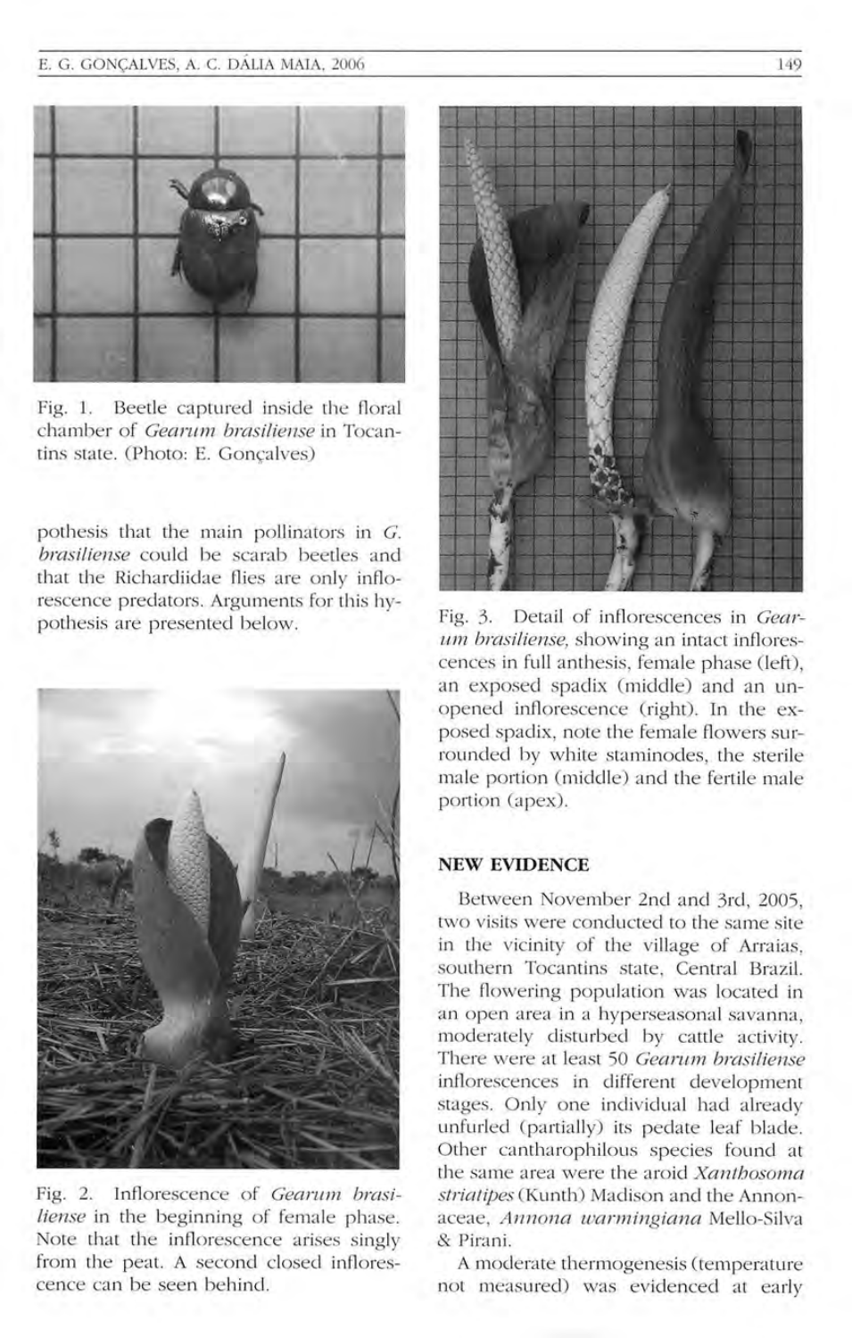Fig. 1. Beetle captured inside the floral chamber of *Gearum brasiliense* in Tocantins state. (Photo: E. Gonçalves)

pothesis that the main pollinators in *G. brasiliense* could be scarab beetles and that the Richardiidae flies are only inflorescence predators. Arguments for this hypothesis are presented below.

Fig. 2. Inflorescence of *Gearum brasiliense* in the beginning of female phase. Note that the inflorescence arises singly from the peat. A second closed inflorescence can be seen behind.

Fig. 3. Detail of inflorescences in *Gearum brasiliense*, showing an intact inflorescences in full anthesis, female phase (left), an exposed spadix (middle) and an unopened inflorescence (right). In the exposed spadix, note the female flowers surrounded by white staminodes, the sterile male portion (middle) and the fertile male portion (apex).

## NEW EVIDENCE

Between November 2nd and 3rd, 2005, two visits were conducted to the same site in the vicinity of the village of Arraias, southern Tocantins state, Central Brazil. The flowering population was located in an open area in a hyperseasonal savanna, moderately disturbed by cattle activity. There were at least 50 *Gearum brasiliense* inflorescences in different development stages. Only one individual had already unfurled (partially) its pedate leaf blade. Other cantharophilous species found at the same area were the aroid *Xanthosoma striatipes* (Kunth) Madison and the Annonaceae, *Annona warmingiana* Mello-Silva & Pirani.

A moderate thermogenesis (temperature not measured) was evidenced at early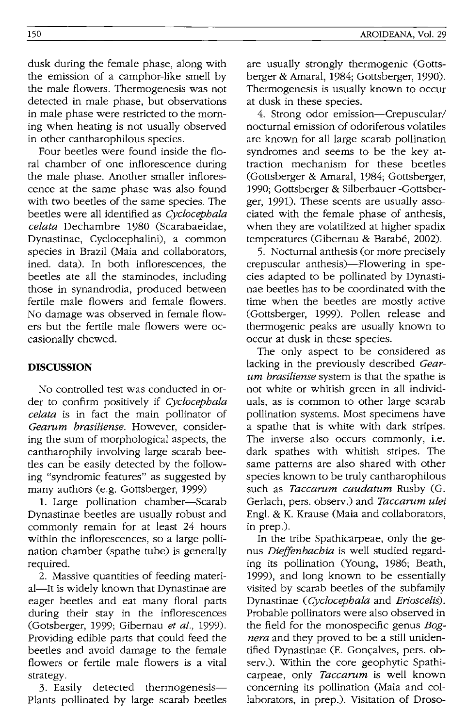dusk during the female phase, along with the emission of a camphor-like smell by the male flowers. Thermogenesis was not detected in male phase, but observations in male phase were restricted to the morning when heating is not usually observed in other cantharophilous species.

Four beetles were found inside the floral chamber of one inflorescence during the male phase. Another smaller inflorescence at the same phase was also found with two beetles of the same species. The beetles were all identified as *Cyclocephala celata* Dechambre 1980 (Scarabaeidae, Dynastinae, Cyclocephalini), a common species in Brazil (Maia and collaborators, ined. data). In both inflorescences, the beetles ate all the staminodes, including those in synandrodia, produced between fertile male flowers and female flowers. No damage was observed in female flowers but the fertile male flowers were occasionally chewed.

## DISCUSSION

No controlled test was conducted in order to confirm positively if *Cyclocephala celata* is in fact the main pollinator of *Gearum brasiliense*. However, considering the sum of morphological aspects, the cantharophily involving large scarab beetles can be easily detected by the following "syndromic features" as suggested by many authors (e.g. Gottsberger, 1999)

1. Large pollination chamber—Scarab Dynastinae beetles are usually robust and commonly remain for at least 24 hours within the inflorescences, so a large pollination chamber (spathe tube) is generally required.

2. Massive quantities of feeding material—It is widely known that Dynastinae are eager beetles and eat many floral parts during their stay in the inflorescences (Gotsberger, 1999; Gibernau *et al.*, 1999). Providing edible parts that could feed the beetles and avoid damage to the female flowers or fertile male flowers is a vital strategy.

3. Easily detected thermogenesis—Plants pollinated by large scarab beetles are usually strongly thermogenic (Gottsberger & Amaral, 1984; Gottsberger, 1990). Thermogenesis is usually known to occur at dusk in these species.

4. Strong odor emission—Crepuscular/nocturnal emission of odoriferous volatiles are known for all large scarab pollination syndromes and seems to be the key attraction mechanism for these beetles (Gottsberger & Amaral, 1984; Gottsberger, 1990; Gottsberger & Silberbauer -Gottsberger, 1991). These scents are usually associated with the female phase of anthesis, when they are volatilized at higher spadix temperatures (Gibernau & Barabé, 2002).

5. Nocturnal anthesis (or more precisely crepuscular anthesis)—Flowering in species adapted to be pollinated by Dynastinae beetles has to be coordinated with the time when the beetles are mostly active (Gottsberger, 1999). Pollen release and thermogenic peaks are usually known to occur at dusk in these species.

The only aspect to be considered as lacking in the previously described *Gearum brasiliense* system is that the spathe is not white or whitish green in all individuals, as is common to other large scarab pollination systems. Most specimens have a spathe that is white with dark stripes. The inverse also occurs commonly, i.e. dark spathes with whitish stripes. The same patterns are also shared with other species known to be truly cantharophilous such as *Taccarum caudatum* Rusby (G. Gerlach, pers. observ.) and *Taccarum ulei* Engl. & K. Krause (Maia and collaborators, in prep.).

In the tribe Spathicarpeae, only the genus *Dieffenbachia* is well studied regarding its pollination (Young, 1986; Beath, 1999), and long known to be essentially visited by scarab beetles of the subfamily Dynastinae (*Cyclocephala* and *Erioscelis*). Probable pollinators were also observed in the field for the monospecific genus *Bognera* and they proved to be a still unidentified Dynastinae (E. Gonçalves, pers. observ.). Within the core geophytic Spathicarpeae, only *Taccarum* is well known concerning its pollination (Maia and collaborators, in prep.). Visitation of Droso-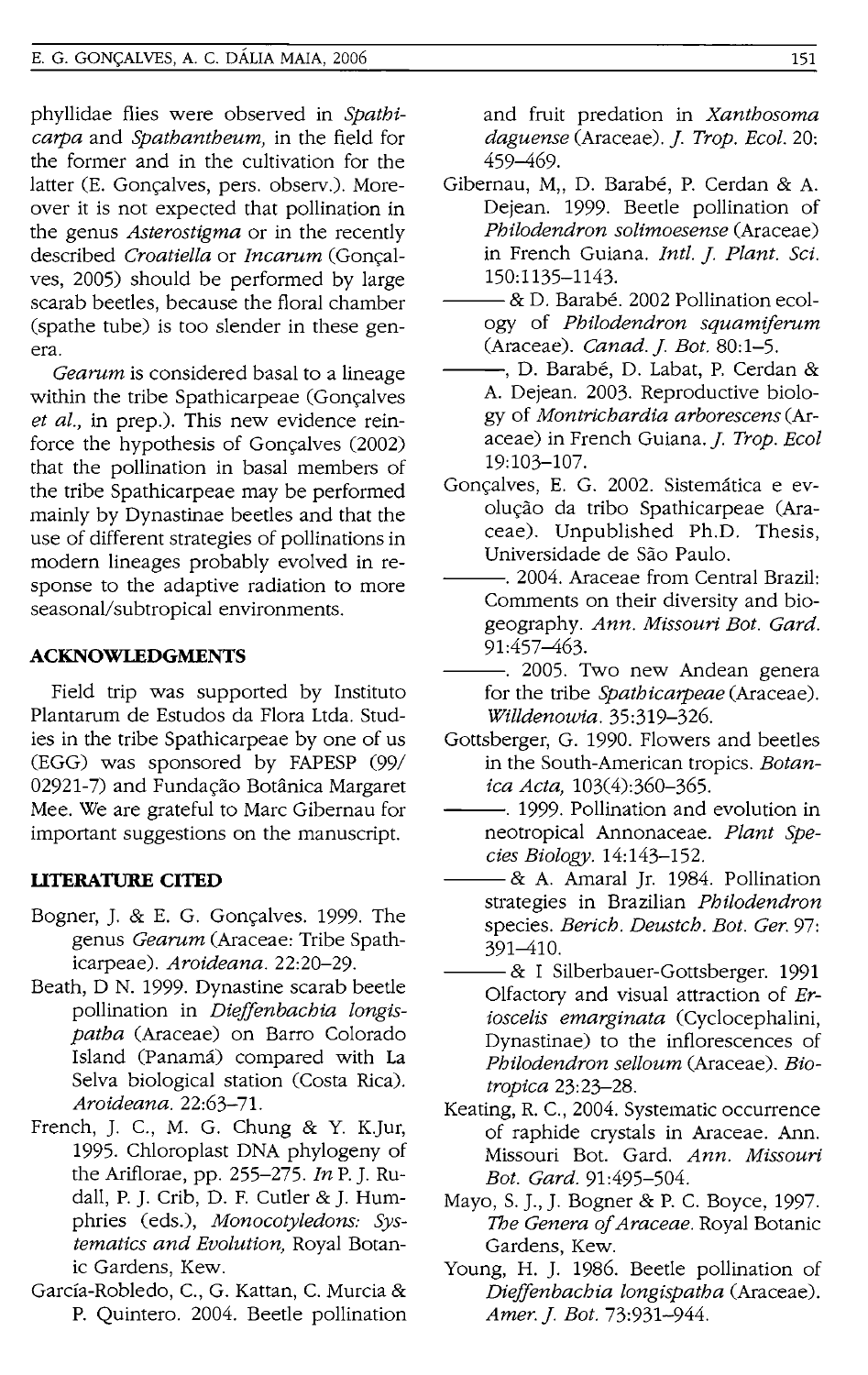phyllidae flies were observed in *Spathicarpa* and *Spathantheum*, in the field for the former and in the cultivation for the latter (E. Gonçalves, pers. observ.). Moreover it is not expected that pollination in the genus *Asterostigma* or in the recently described *Croatiella* or *Incarum* (Gonçalves, 2005) should be performed by large scarab beetles, because the floral chamber (spathe tube) is too slender in these genera.

*Gearum* is considered basal to a lineage within the tribe Spathicarpeae (Gonçalves *et al.*, in prep.). This new evidence reinforce the hypothesis of Gonçalves (2002) that the pollination in basal members of the tribe Spathicarpeae may be performed mainly by Dynastinae beetles and that the use of different strategies of pollinations in modern lineages probably evolved in response to the adaptive radiation to more seasonal/subtropical environments.

## ACKNOWLEDGMENTS

Field trip was supported by Instituto Plantarum de Estudos da Flora Ltda. Studies in the tribe Spathicarpeae by one of us (EGG) was sponsored by FAPESP (99/02921-7) and Fundação Botânica Margaret Mee. We are grateful to Marc Gibernau for important suggestions on the manuscript.

## LITERATURE CITED

Bogner, J. & E. G. Gonçalves. 1999. The genus *Gearum* (Araceae: Tribe Spathicarpeae). *Aroideana*. 22:20–29.

Beath, D N. 1999. Dynastine scarab beetle pollination in *Dieffenbachia longispatha* (Araceae) on Barro Colorado Island (Panamá) compared with La Selva biological station (Costa Rica). *Aroideana*. 22:63–71.

French, J. C., M. G. Chung & Y. K.Jur, 1995. Chloroplast DNA phylogeny of the Ariflorae, pp. 255–275. *In* P. J. Rudall, P. J. Crib, D. F. Cutler & J. Humphries (eds.), *Monocotyledons: Systematics and Evolution,* Royal Botanic Gardens, Kew.

García-Robledo, C., G. Kattan, C. Murcia & P. Quintero. 2004. Beetle pollination and fruit predation in *Xanthosoma daguense* (Araceae). *J. Trop. Ecol.* 20: 459–469.

Gibernau, M,, D. Barabé, P. Cerdan & A. Dejean. 1999. Beetle pollination of *Philodendron solimoesense* (Araceae) in French Guiana. *Intl. J. Plant. Sci.* 150:1135–1143.

——— & D. Barabé. 2002 Pollination ecology of *Philodendron squamiferum* (Araceae). *Canad. J. Bot.* 80:1–5.

———, D. Barabé, D. Labat, P. Cerdan & A. Dejean. 2003. Reproductive biology of *Montrichardia arborescens* (Araceae) in French Guiana. *J. Trop. Ecol* 19:103–107.

Gonçalves, E. G. 2002. Sistemática e evolução da tribo Spathicarpeae (Araceae). Unpublished Ph.D. Thesis, Universidade de São Paulo.

———. 2004. Araceae from Central Brazil: Comments on their diversity and biogeography. *Ann. Missouri Bot. Gard.* 91:457–463.

———. 2005. Two new Andean genera for the tribe *Spathicarpeae* (Araceae). *Willdenowia*. 35:319–326.

Gottsberger, G. 1990. Flowers and beetles in the South-American tropics. *Botanica Acta,* 103(4):360–365.

———. 1999. Pollination and evolution in neotropical Annonaceae. *Plant Species Biology*. 14:143–152.

——— & A. Amaral Jr. 1984. Pollination strategies in Brazilian *Philodendron* species. *Berich. Deustch. Bot. Ger.* 97: 391–410.

——— & I Silberbauer-Gottsberger. 1991 Olfactory and visual attraction of *Erioscelis emarginata* (Cyclocephalini, Dynastinae) to the inflorescences of *Philodendron selloum* (Araceae). *Biotropica* 23:23–28.

Keating, R. C., 2004. Systematic occurrence of raphide crystals in Araceae. Ann. Missouri Bot. Gard. *Ann. Missouri Bot. Gard.* 91:495–504.

Mayo, S. J., J. Bogner & P. C. Boyce, 1997. *The Genera of Araceae*. Royal Botanic Gardens, Kew.

Young, H. J. 1986. Beetle pollination of *Dieffenbachia longispatha* (Araceae). *Amer. J. Bot.* 73:931–944.